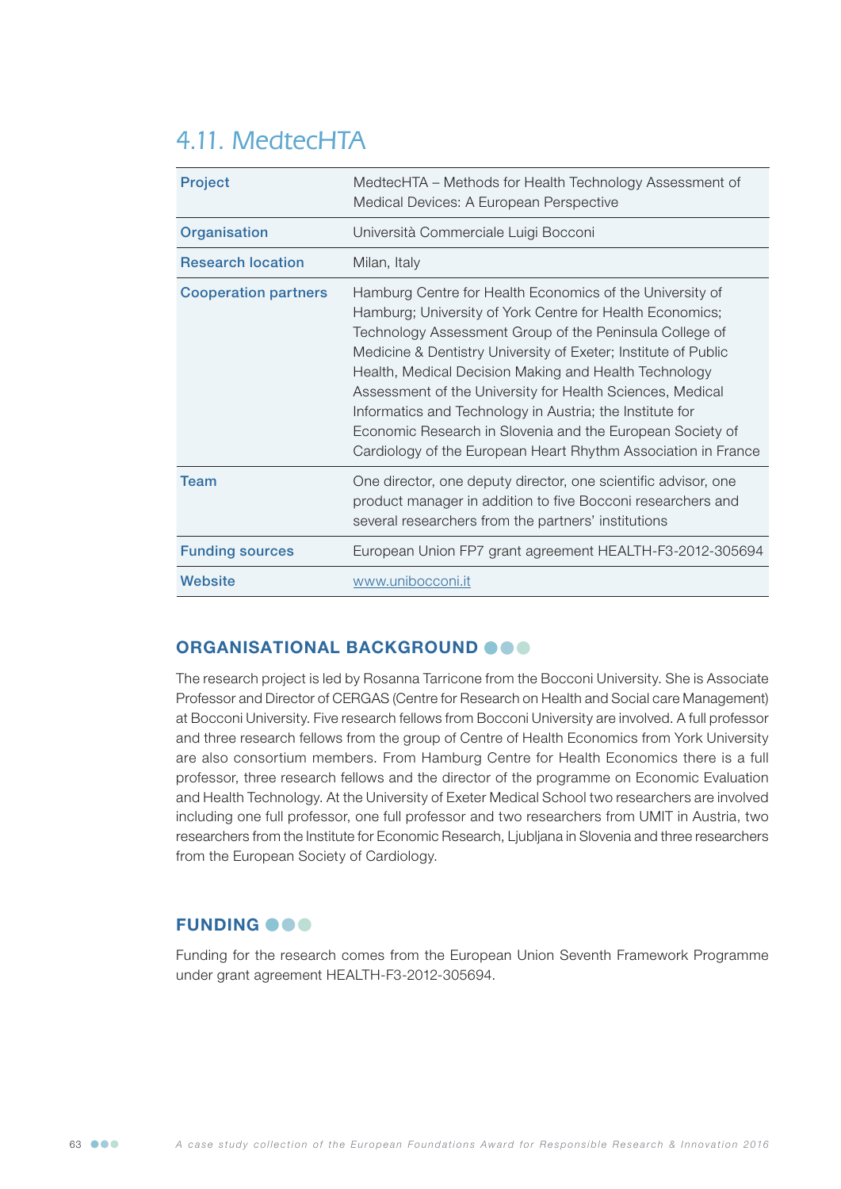# 4.11. MedtecHTA

| | |
|---|---|
| **Project** | MedtecHTA – Methods for Health Technology Assessment of Medical Devices: A European Perspective |
| **Organisation** | Università Commerciale Luigi Bocconi |
| **Research location** | Milan, Italy |
| **Cooperation partners** | Hamburg Centre for Health Economics of the University of Hamburg; University of York Centre for Health Economics; Technology Assessment Group of the Peninsula College of Medicine & Dentistry University of Exeter; Institute of Public Health, Medical Decision Making and Health Technology Assessment of the University for Health Sciences, Medical Informatics and Technology in Austria; the Institute for Economic Research in Slovenia and the European Society of Cardiology of the European Heart Rhythm Association in France |
| **Team** | One director, one deputy director, one scientific advisor, one product manager in addition to five Bocconi researchers and several researchers from the partners' institutions |
| **Funding sources** | European Union FP7 grant agreement HEALTH-F3-2012-305694 |
| **Website** | www.unibocconi.it |

## ORGANISATIONAL BACKGROUND

The research project is led by Rosanna Tarricone from the Bocconi University. She is Associate Professor and Director of CERGAS (Centre for Research on Health and Social care Management) at Bocconi University. Five research fellows from Bocconi University are involved. A full professor and three research fellows from the group of Centre of Health Economics from York University are also consortium members. From Hamburg Centre for Health Economics there is a full professor, three research fellows and the director of the programme on Economic Evaluation and Health Technology. At the University of Exeter Medical School two researchers are involved including one full professor, one full professor and two researchers from UMIT in Austria, two researchers from the Institute for Economic Research, Ljubljana in Slovenia and three researchers from the European Society of Cardiology.

## FUNDING

Funding for the research comes from the European Union Seventh Framework Programme under grant agreement HEALTH-F3-2012-305694.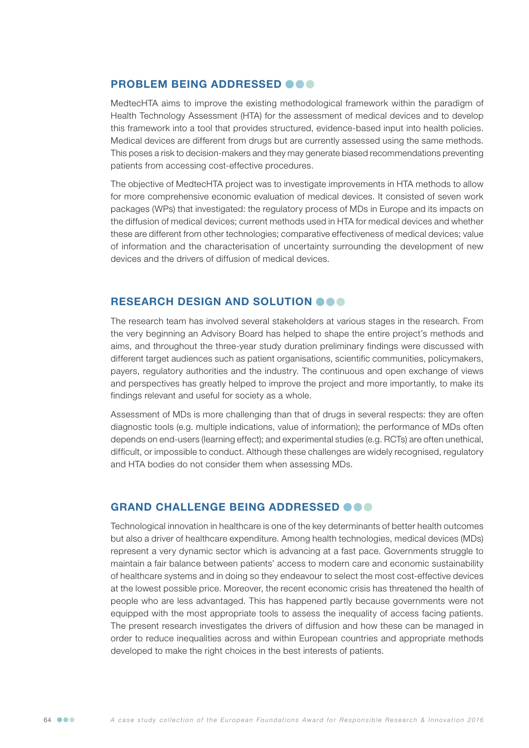## PROBLEM BEING ADDRESSED

MedtecHTA aims to improve the existing methodological framework within the paradigm of Health Technology Assessment (HTA) for the assessment of medical devices and to develop this framework into a tool that provides structured, evidence-based input into health policies. Medical devices are different from drugs but are currently assessed using the same methods. This poses a risk to decision-makers and they may generate biased recommendations preventing patients from accessing cost-effective procedures.

The objective of MedtecHTA project was to investigate improvements in HTA methods to allow for more comprehensive economic evaluation of medical devices. It consisted of seven work packages (WPs) that investigated: the regulatory process of MDs in Europe and its impacts on the diffusion of medical devices; current methods used in HTA for medical devices and whether these are different from other technologies; comparative effectiveness of medical devices; value of information and the characterisation of uncertainty surrounding the development of new devices and the drivers of diffusion of medical devices.

## RESEARCH DESIGN AND SOLUTION

The research team has involved several stakeholders at various stages in the research. From the very beginning an Advisory Board has helped to shape the entire project's methods and aims, and throughout the three-year study duration preliminary findings were discussed with different target audiences such as patient organisations, scientific communities, policymakers, payers, regulatory authorities and the industry. The continuous and open exchange of views and perspectives has greatly helped to improve the project and more importantly, to make its findings relevant and useful for society as a whole.

Assessment of MDs is more challenging than that of drugs in several respects: they are often diagnostic tools (e.g. multiple indications, value of information); the performance of MDs often depends on end-users (learning effect); and experimental studies (e.g. RCTs) are often unethical, difficult, or impossible to conduct. Although these challenges are widely recognised, regulatory and HTA bodies do not consider them when assessing MDs.

## GRAND CHALLENGE BEING ADDRESSED

Technological innovation in healthcare is one of the key determinants of better health outcomes but also a driver of healthcare expenditure. Among health technologies, medical devices (MDs) represent a very dynamic sector which is advancing at a fast pace. Governments struggle to maintain a fair balance between patients' access to modern care and economic sustainability of healthcare systems and in doing so they endeavour to select the most cost-effective devices at the lowest possible price. Moreover, the recent economic crisis has threatened the health of people who are less advantaged. This has happened partly because governments were not equipped with the most appropriate tools to assess the inequality of access facing patients. The present research investigates the drivers of diffusion and how these can be managed in order to reduce inequalities across and within European countries and appropriate methods developed to make the right choices in the best interests of patients.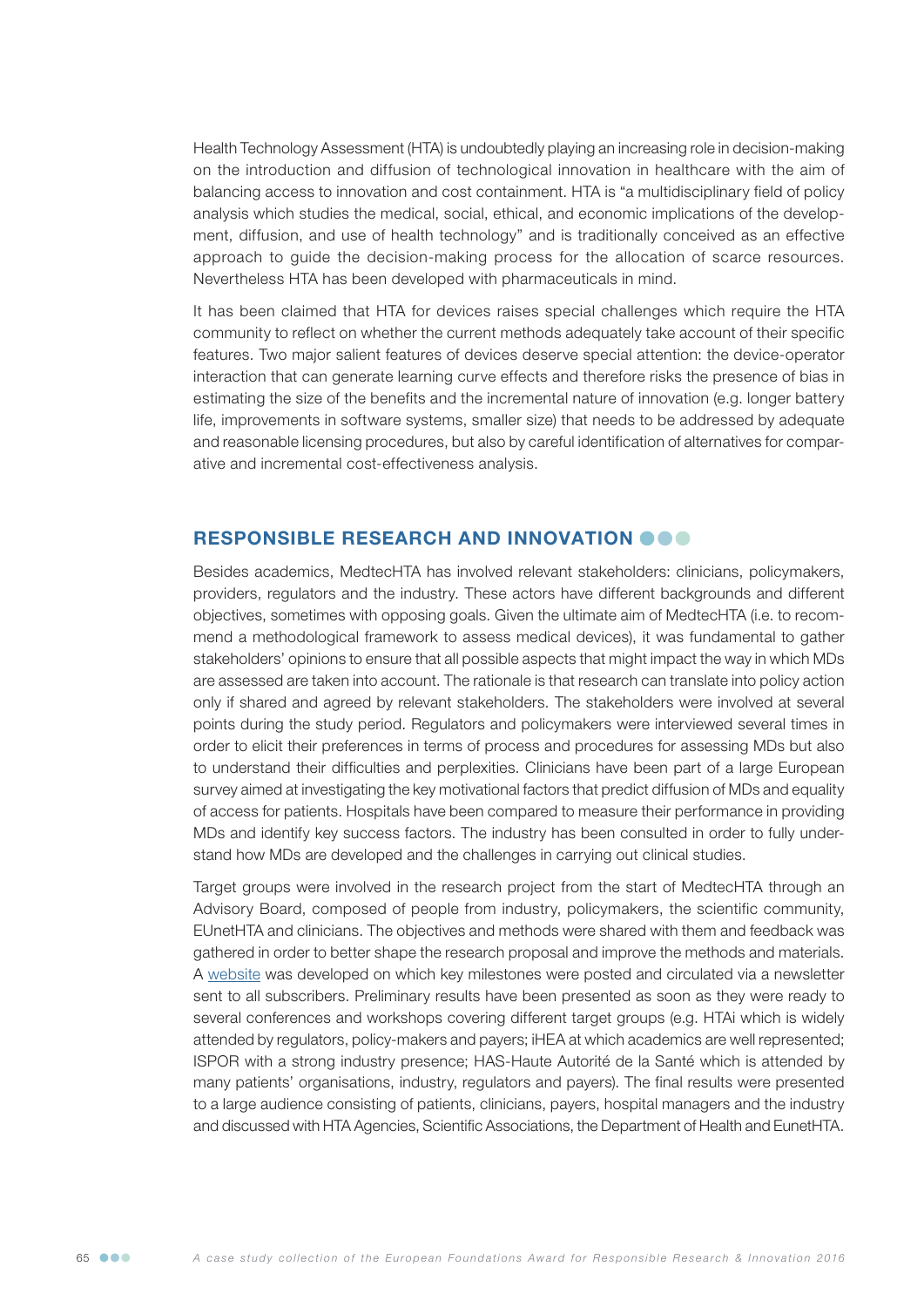Health Technology Assessment (HTA) is undoubtedly playing an increasing role in decision-making on the introduction and diffusion of technological innovation in healthcare with the aim of balancing access to innovation and cost containment. HTA is "a multidisciplinary field of policy analysis which studies the medical, social, ethical, and economic implications of the development, diffusion, and use of health technology" and is traditionally conceived as an effective approach to guide the decision-making process for the allocation of scarce resources. Nevertheless HTA has been developed with pharmaceuticals in mind.

It has been claimed that HTA for devices raises special challenges which require the HTA community to reflect on whether the current methods adequately take account of their specific features. Two major salient features of devices deserve special attention: the device-operator interaction that can generate learning curve effects and therefore risks the presence of bias in estimating the size of the benefits and the incremental nature of innovation (e.g. longer battery life, improvements in software systems, smaller size) that needs to be addressed by adequate and reasonable licensing procedures, but also by careful identification of alternatives for comparative and incremental cost-effectiveness analysis.

## RESPONSIBLE RESEARCH AND INNOVATION

Besides academics, MedtecHTA has involved relevant stakeholders: clinicians, policymakers, providers, regulators and the industry. These actors have different backgrounds and different objectives, sometimes with opposing goals. Given the ultimate aim of MedtecHTA (i.e. to recommend a methodological framework to assess medical devices), it was fundamental to gather stakeholders' opinions to ensure that all possible aspects that might impact the way in which MDs are assessed are taken into account. The rationale is that research can translate into policy action only if shared and agreed by relevant stakeholders. The stakeholders were involved at several points during the study period. Regulators and policymakers were interviewed several times in order to elicit their preferences in terms of process and procedures for assessing MDs but also to understand their difficulties and perplexities. Clinicians have been part of a large European survey aimed at investigating the key motivational factors that predict diffusion of MDs and equality of access for patients. Hospitals have been compared to measure their performance in providing MDs and identify key success factors. The industry has been consulted in order to fully understand how MDs are developed and the challenges in carrying out clinical studies.

Target groups were involved in the research project from the start of MedtecHTA through an Advisory Board, composed of people from industry, policymakers, the scientific community, EUnetHTA and clinicians. The objectives and methods were shared with them and feedback was gathered in order to better shape the research proposal and improve the methods and materials. A website was developed on which key milestones were posted and circulated via a newsletter sent to all subscribers. Preliminary results have been presented as soon as they were ready to several conferences and workshops covering different target groups (e.g. HTAi which is widely attended by regulators, policy-makers and payers; iHEA at which academics are well represented; ISPOR with a strong industry presence; HAS-Haute Autorité de la Santé which is attended by many patients' organisations, industry, regulators and payers). The final results were presented to a large audience consisting of patients, clinicians, payers, hospital managers and the industry and discussed with HTA Agencies, Scientific Associations, the Department of Health and EunetHTA.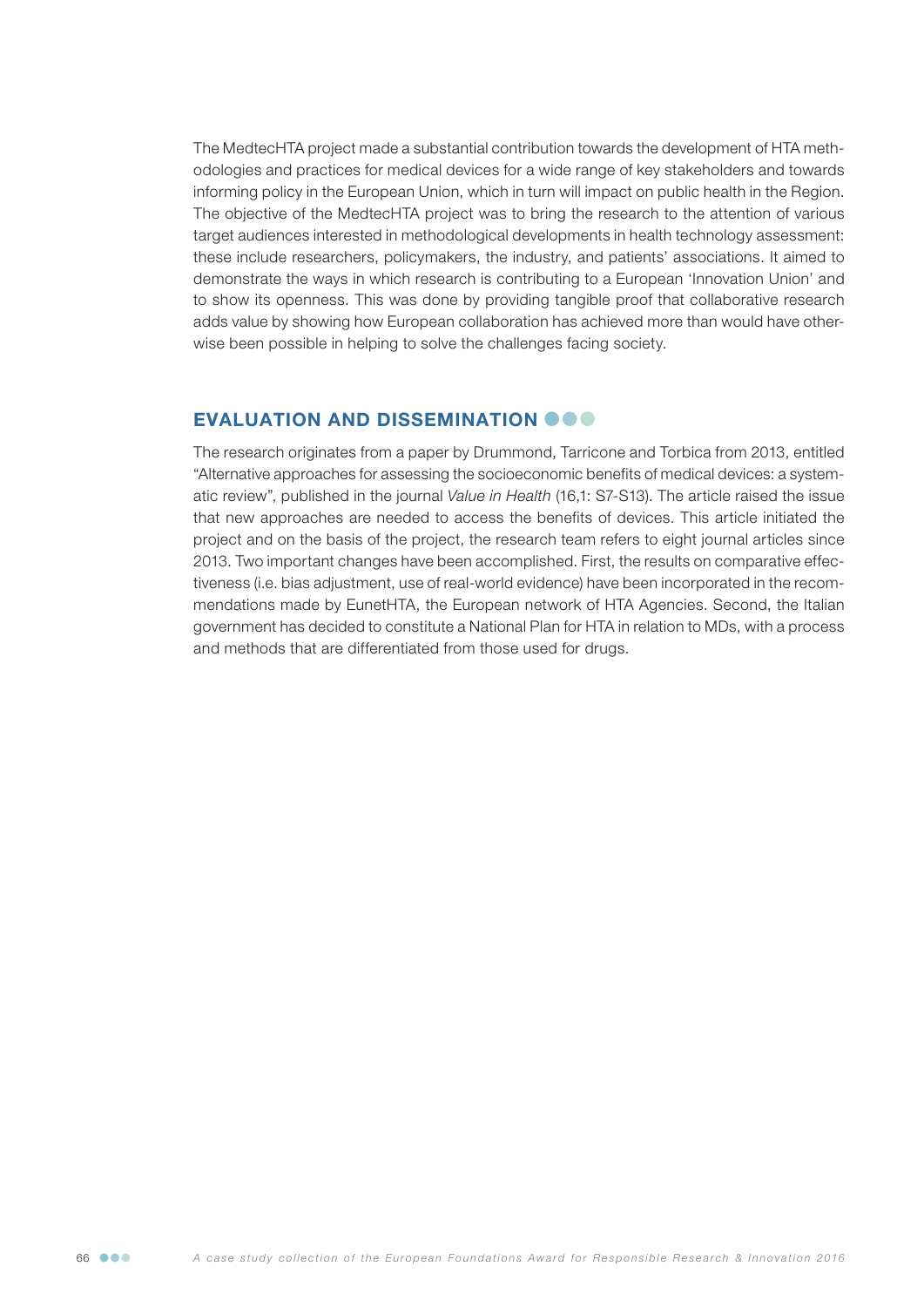The MedtecHTA project made a substantial contribution towards the development of HTA methodologies and practices for medical devices for a wide range of key stakeholders and towards informing policy in the European Union, which in turn will impact on public health in the Region. The objective of the MedtecHTA project was to bring the research to the attention of various target audiences interested in methodological developments in health technology assessment: these include researchers, policymakers, the industry, and patients' associations. It aimed to demonstrate the ways in which research is contributing to a European 'Innovation Union' and to show its openness. This was done by providing tangible proof that collaborative research adds value by showing how European collaboration has achieved more than would have otherwise been possible in helping to solve the challenges facing society.

## EVALUATION AND DISSEMINATION

The research originates from a paper by Drummond, Tarricone and Torbica from 2013, entitled "Alternative approaches for assessing the socioeconomic benefits of medical devices: a systematic review", published in the journal *Value in Health* (16,1: S7-S13). The article raised the issue that new approaches are needed to access the benefits of devices. This article initiated the project and on the basis of the project, the research team refers to eight journal articles since 2013. Two important changes have been accomplished. First, the results on comparative effectiveness (i.e. bias adjustment, use of real-world evidence) have been incorporated in the recommendations made by EunetHTA, the European network of HTA Agencies. Second, the Italian government has decided to constitute a National Plan for HTA in relation to MDs, with a process and methods that are differentiated from those used for drugs.